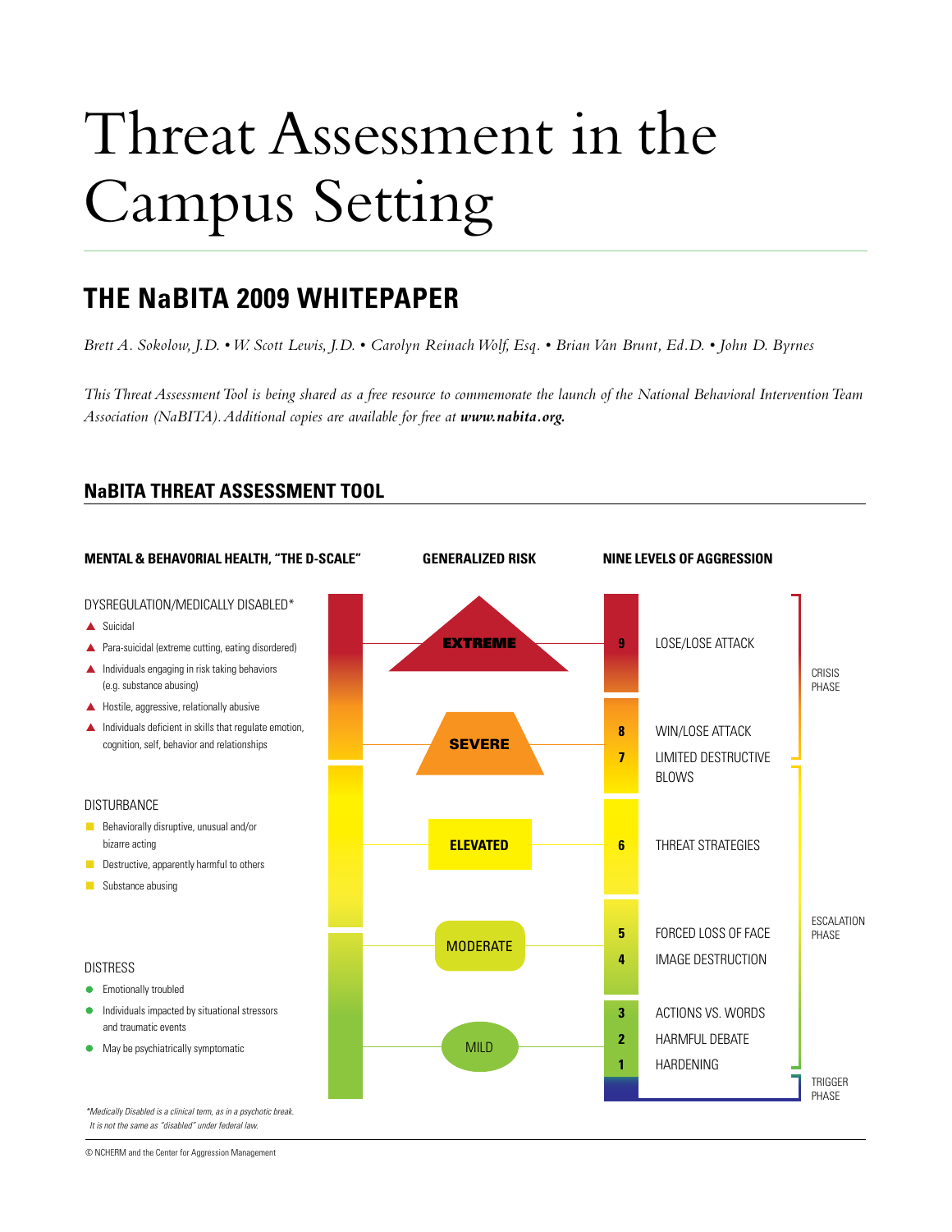# Threat Assessment in the Campus Setting

## THE NaBITA 2009 WHITEPAPER

*Brett A. Sokolow, J.D. • W. Scott Lewis, J.D. • Carolyn Reinach Wolf, Esq. • Brian Van Brunt, Ed.D. • John D. Byrnes*

*This Threat Assessment Tool is being shared as a free resource to commemorate the launch of the National Behavioral Intervention Team Association (NaBITA). Additional copies are available for free at **www.nabita.org.***

### NaBITA THREAT ASSESSMENT TOOL

**MENTAL & BEHAVIORAL HEALTH, "THE D-SCALE"**

DYSREGULATION/MEDICALLY DISABLED*

- Suicidal
- Para-suicidal (extreme cutting, eating disordered)
- Individuals engaging in risk taking behaviors (e.g. substance abusing)
- Hostile, aggressive, relationally abusive
- Individuals deficient in skills that regulate emotion, cognition, self, behavior and relationships

DISTURBANCE

- Behaviorally disruptive, unusual and/or bizarre acting
- Destructive, apparently harmful to others
- Substance abusing

DISTRESS

- Emotionally troubled
- Individuals impacted by situational stressors and traumatic events
- May be psychiatrically symptomatic

**GENERALIZED RISK**

- EXTREME
- SEVERE
- ELEVATED
- MODERATE
- MILD

**NINE LEVELS OF AGGRESSION**

| Level | Description | Phase |
|---|---|---|
| 9 | LOSE/LOSE ATTACK | CRISIS PHASE |
| 8 | WIN/LOSE ATTACK | CRISIS PHASE |
| 7 | LIMITED DESTRUCTIVE BLOWS | ESCALATION PHASE |
| 6 | THREAT STRATEGIES | ESCALATION PHASE |
| 5 | FORCED LOSS OF FACE | ESCALATION PHASE |
| 4 | IMAGE DESTRUCTION | ESCALATION PHASE |
| 3 | ACTIONS VS. WORDS | ESCALATION PHASE |
| 2 | HARMFUL DEBATE | ESCALATION PHASE |
| 1 | HARDENING | ESCALATION PHASE |
| | | TRIGGER PHASE |

*\*Medically Disabled is a clinical term, as in a psychotic break. It is not the same as "disabled" under federal law.*

© NCHERM and the Center for Aggression Management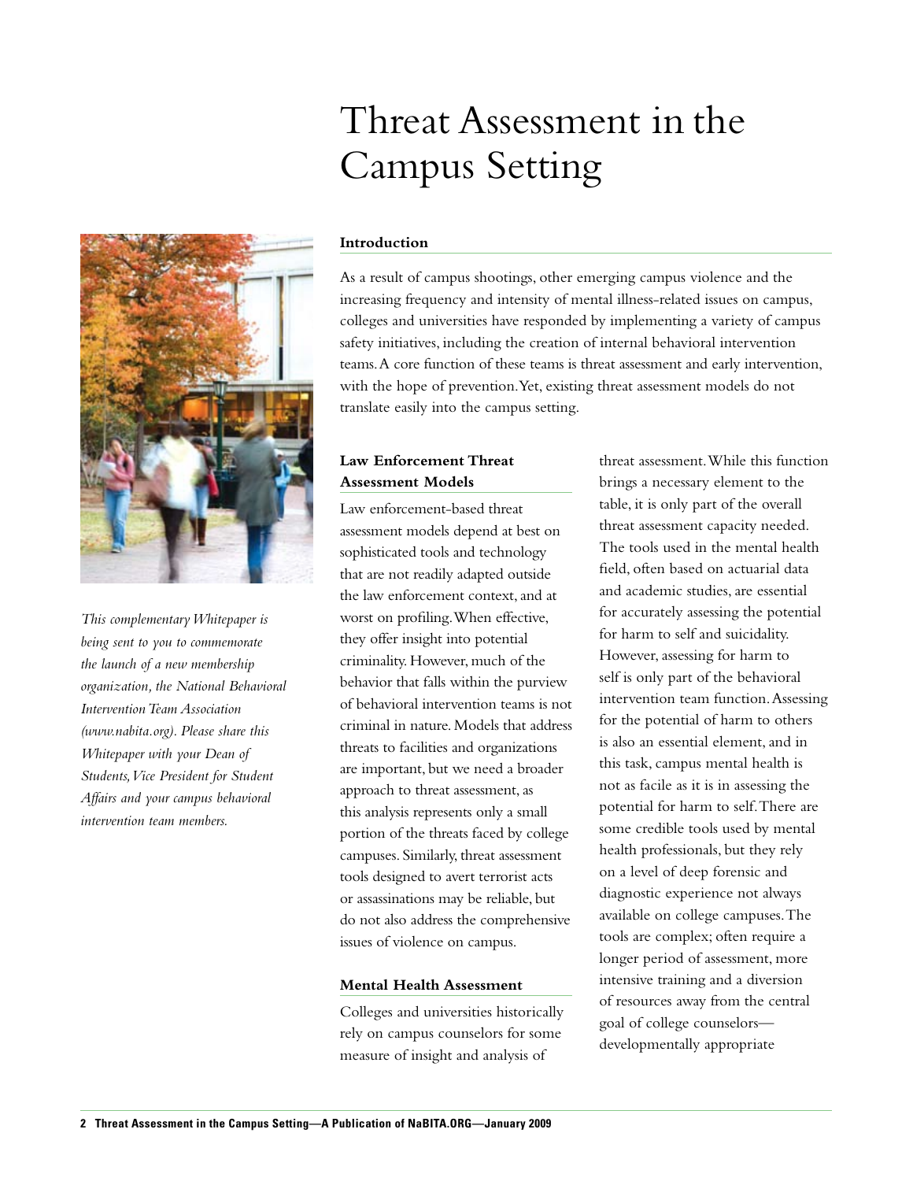# Threat Assessment in the Campus Setting

*This complementary Whitepaper is being sent to you to commemorate the launch of a new membership organization, the National Behavioral Intervention Team Association (www.nabita.org). Please share this Whitepaper with your Dean of Students, Vice President for Student Affairs and your campus behavioral intervention team members.*

## Introduction

As a result of campus shootings, other emerging campus violence and the increasing frequency and intensity of mental illness-related issues on campus, colleges and universities have responded by implementing a variety of campus safety initiatives, including the creation of internal behavioral intervention teams. A core function of these teams is threat assessment and early intervention, with the hope of prevention. Yet, existing threat assessment models do not translate easily into the campus setting.

## Law Enforcement Threat Assessment Models

Law enforcement-based threat assessment models depend at best on sophisticated tools and technology that are not readily adapted outside the law enforcement context, and at worst on profiling. When effective, they offer insight into potential criminality. However, much of the behavior that falls within the purview of behavioral intervention teams is not criminal in nature. Models that address threats to facilities and organizations are important, but we need a broader approach to threat assessment, as this analysis represents only a small portion of the threats faced by college campuses. Similarly, threat assessment tools designed to avert terrorist acts or assassinations may be reliable, but do not also address the comprehensive issues of violence on campus.

## Mental Health Assessment

Colleges and universities historically rely on campus counselors for some measure of insight and analysis of threat assessment. While this function brings a necessary element to the table, it is only part of the overall threat assessment capacity needed. The tools used in the mental health field, often based on actuarial data and academic studies, are essential for accurately assessing the potential for harm to self and suicidality. However, assessing for harm to self is only part of the behavioral intervention team function. Assessing for the potential of harm to others is also an essential element, and in this task, campus mental health is not as facile as it is in assessing the potential for harm to self. There are some credible tools used by mental health professionals, but they rely on a level of deep forensic and diagnostic experience not always available on college campuses. The tools are complex; often require a longer period of assessment, more intensive training and a diversion of resources away from the central goal of college counselors—developmentally appropriate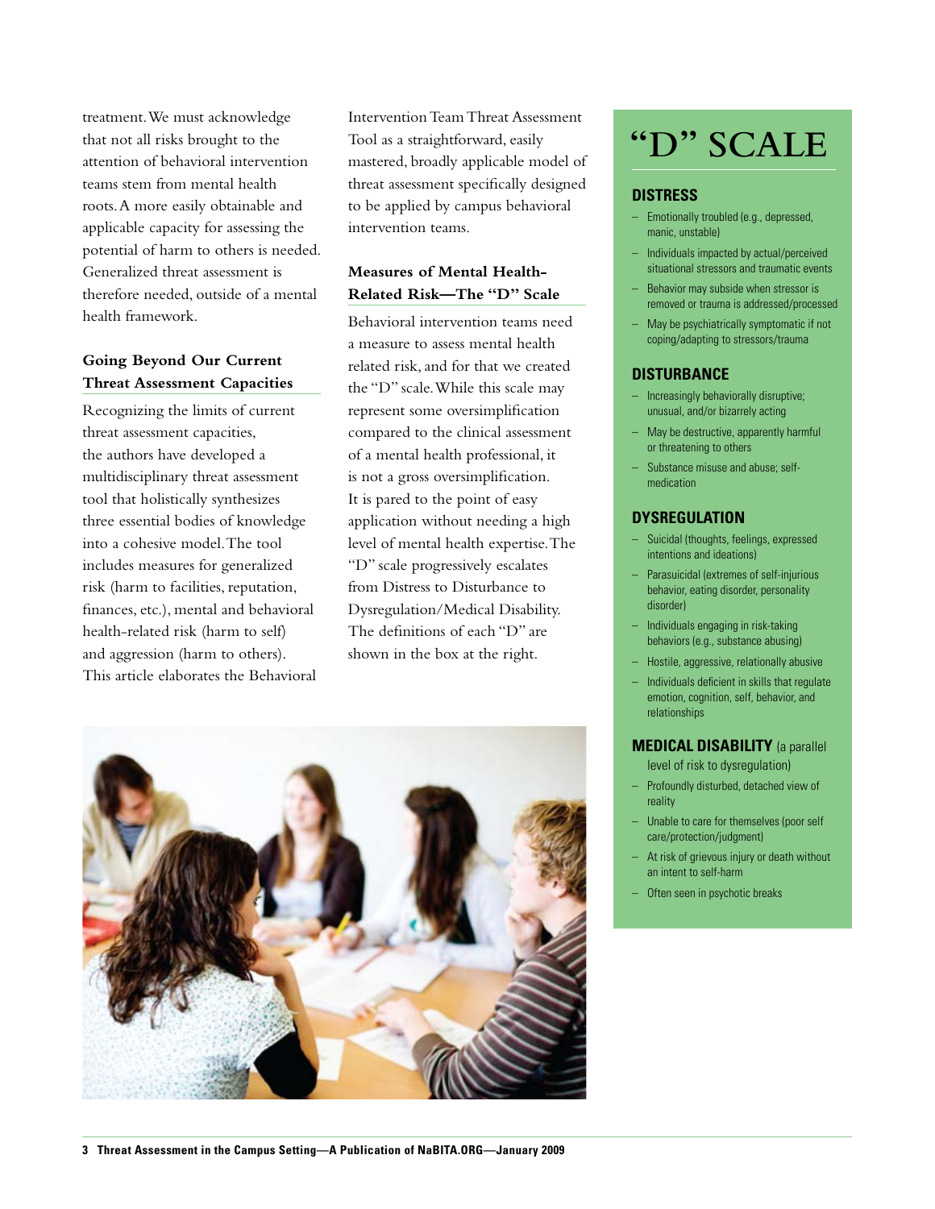treatment. We must acknowledge that not all risks brought to the attention of behavioral intervention teams stem from mental health roots. A more easily obtainable and applicable capacity for assessing the potential of harm to others is needed. Generalized threat assessment is therefore needed, outside of a mental health framework.

### Going Beyond Our Current Threat Assessment Capacities

Recognizing the limits of current threat assessment capacities, the authors have developed a multidisciplinary threat assessment tool that holistically synthesizes three essential bodies of knowledge into a cohesive model. The tool includes measures for generalized risk (harm to facilities, reputation, finances, etc.), mental and behavioral health-related risk (harm to self) and aggression (harm to others). This article elaborates the Behavioral Intervention Team Threat Assessment Tool as a straightforward, easily mastered, broadly applicable model of threat assessment specifically designed to be applied by campus behavioral intervention teams.

### Measures of Mental Health-Related Risk—The "D" Scale

Behavioral intervention teams need a measure to assess mental health related risk, and for that we created the "D" scale. While this scale may represent some oversimplification compared to the clinical assessment of a mental health professional, it is not a gross oversimplification. It is pared to the point of easy application without needing a high level of mental health expertise. The "D" scale progressively escalates from Distress to Disturbance to Dysregulation/Medical Disability. The definitions of each "D" are shown in the box at the right.

## "D" SCALE

### DISTRESS

- Emotionally troubled (e.g., depressed, manic, unstable)
- Individuals impacted by actual/perceived situational stressors and traumatic events
- Behavior may subside when stressor is removed or trauma is addressed/processed
- May be psychiatrically symptomatic if not coping/adapting to stressors/trauma

### DISTURBANCE

- Increasingly behaviorally disruptive; unusual, and/or bizarrely acting
- May be destructive, apparently harmful or threatening to others
- Substance misuse and abuse; self-medication

### DYSREGULATION

- Suicidal (thoughts, feelings, expressed intentions and ideations)
- Parasuicidal (extremes of self-injurious behavior, eating disorder, personality disorder)
- Individuals engaging in risk-taking behaviors (e.g., substance abusing)
- Hostile, aggressive, relationally abusive
- Individuals deficient in skills that regulate emotion, cognition, self, behavior, and relationships

### MEDICAL DISABILITY (a parallel level of risk to dysregulation)

- Profoundly disturbed, detached view of reality
- Unable to care for themselves (poor self care/protection/judgment)
- At risk of grievous injury or death without an intent to self-harm
- Often seen in psychotic breaks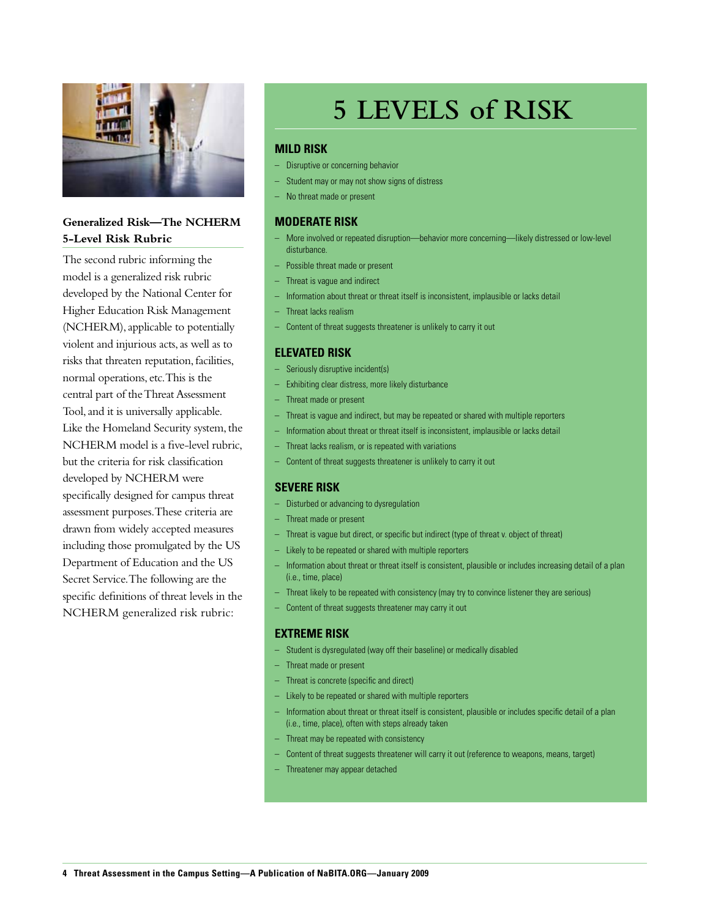### Generalized Risk—The NCHERM 5-Level Risk Rubric

The second rubric informing the model is a generalized risk rubric developed by the National Center for Higher Education Risk Management (NCHERM), applicable to potentially violent and injurious acts, as well as to risks that threaten reputation, facilities, normal operations, etc. This is the central part of the Threat Assessment Tool, and it is universally applicable. Like the Homeland Security system, the NCHERM model is a five-level rubric, but the criteria for risk classification developed by NCHERM were specifically designed for campus threat assessment purposes. These criteria are drawn from widely accepted measures including those promulgated by the US Department of Education and the US Secret Service. The following are the specific definitions of threat levels in the NCHERM generalized risk rubric:

# 5 LEVELS of RISK

## MILD RISK

- Disruptive or concerning behavior
- Student may or may not show signs of distress
- No threat made or present

## MODERATE RISK

- More involved or repeated disruption—behavior more concerning—likely distressed or low-level disturbance.
- Possible threat made or present
- Threat is vague and indirect
- Information about threat or threat itself is inconsistent, implausible or lacks detail
- Threat lacks realism
- Content of threat suggests threatener is unlikely to carry it out

## ELEVATED RISK

- Seriously disruptive incident(s)
- Exhibiting clear distress, more likely disturbance
- Threat made or present
- Threat is vague and indirect, but may be repeated or shared with multiple reporters
- Information about threat or threat itself is inconsistent, implausible or lacks detail
- Threat lacks realism, or is repeated with variations
- Content of threat suggests threatener is unlikely to carry it out

## SEVERE RISK

- Disturbed or advancing to dysregulation
- Threat made or present
- Threat is vague but direct, or specific but indirect (type of threat v. object of threat)
- Likely to be repeated or shared with multiple reporters
- Information about threat or threat itself is consistent, plausible or includes increasing detail of a plan (i.e., time, place)
- Threat likely to be repeated with consistency (may try to convince listener they are serious)
- Content of threat suggests threatener may carry it out

## EXTREME RISK

- Student is dysregulated (way off their baseline) or medically disabled
- Threat made or present
- Threat is concrete (specific and direct)
- Likely to be repeated or shared with multiple reporters
- Information about threat or threat itself is consistent, plausible or includes specific detail of a plan (i.e., time, place), often with steps already taken
- Threat may be repeated with consistency
- Content of threat suggests threatener will carry it out (reference to weapons, means, target)
- Threatener may appear detached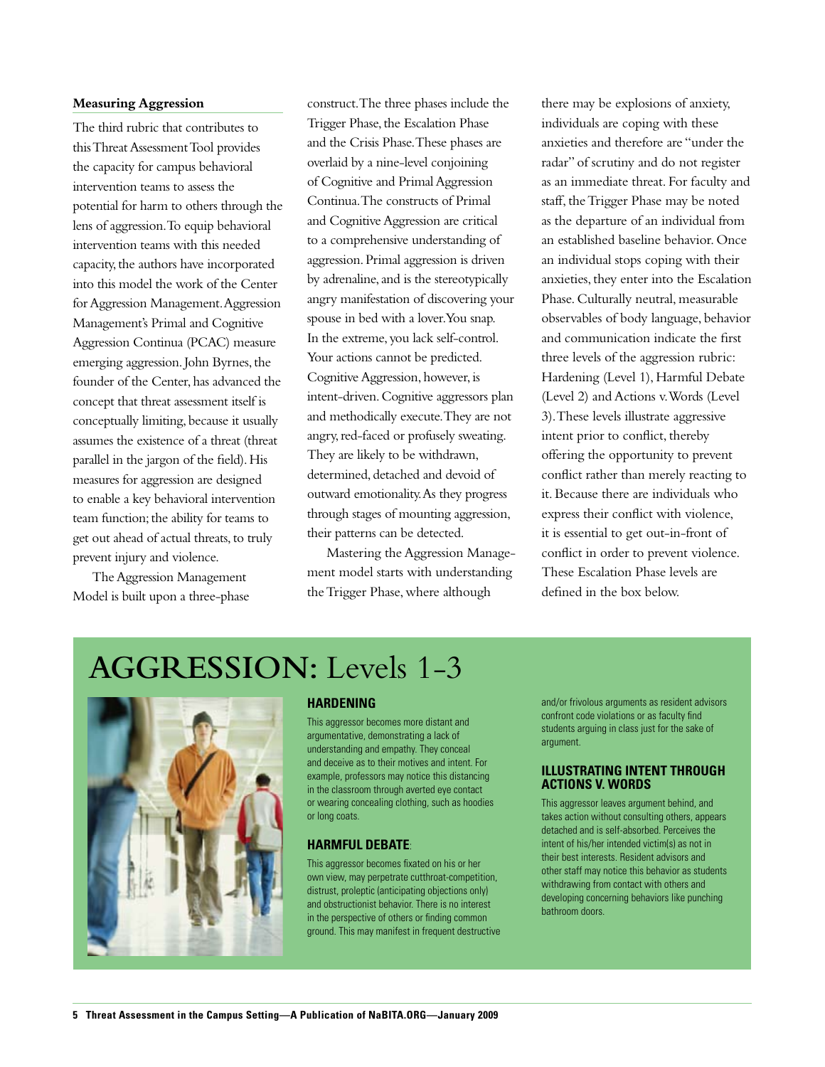### Measuring Aggression

The third rubric that contributes to this Threat Assessment Tool provides the capacity for campus behavioral intervention teams to assess the potential for harm to others through the lens of aggression. To equip behavioral intervention teams with this needed capacity, the authors have incorporated into this model the work of the Center for Aggression Management. Aggression Management's Primal and Cognitive Aggression Continua (PCAC) measure emerging aggression. John Byrnes, the founder of the Center, has advanced the concept that threat assessment itself is conceptually limiting, because it usually assumes the existence of a threat (threat parallel in the jargon of the field). His measures for aggression are designed to enable a key behavioral intervention team function; the ability for teams to get out ahead of actual threats, to truly prevent injury and violence.

The Aggression Management Model is built upon a three-phase construct. The three phases include the Trigger Phase, the Escalation Phase and the Crisis Phase. These phases are overlaid by a nine-level conjoining of Cognitive and Primal Aggression Continua. The constructs of Primal and Cognitive Aggression are critical to a comprehensive understanding of aggression. Primal aggression is driven by adrenaline, and is the stereotypically angry manifestation of discovering your spouse in bed with a lover. You snap. In the extreme, you lack self-control. Your actions cannot be predicted. Cognitive Aggression, however, is intent-driven. Cognitive aggressors plan and methodically execute. They are not angry, red-faced or profusely sweating. They are likely to be withdrawn, determined, detached and devoid of outward emotionality. As they progress through stages of mounting aggression, their patterns can be detected.

Mastering the Aggression Management model starts with understanding the Trigger Phase, where although there may be explosions of anxiety, individuals are coping with these anxieties and therefore are "under the radar" of scrutiny and do not register as an immediate threat. For faculty and staff, the Trigger Phase may be noted as the departure of an individual from an established baseline behavior. Once an individual stops coping with their anxieties, they enter into the Escalation Phase. Culturally neutral, measurable observables of body language, behavior and communication indicate the first three levels of the aggression rubric: Hardening (Level 1), Harmful Debate (Level 2) and Actions v. Words (Level 3). These levels illustrate aggressive intent prior to conflict, thereby offering the opportunity to prevent conflict rather than merely reacting to it. Because there are individuals who express their conflict with violence, it is essential to get out-in-front of conflict in order to prevent violence. These Escalation Phase levels are defined in the box below.

## AGGRESSION: Levels 1-3

### HARDENING

This aggressor becomes more distant and argumentative, demonstrating a lack of understanding and empathy. They conceal and deceive as to their motives and intent. For example, professors may notice this distancing in the classroom through averted eye contact or wearing concealing clothing, such as hoodies or long coats.

### HARMFUL DEBATE:

This aggressor becomes fixated on his or her own view, may perpetrate cutthroat-competition, distrust, proleptic (anticipating objections only) and obstructionist behavior. There is no interest in the perspective of others or finding common ground. This may manifest in frequent destructive and/or frivolous arguments as resident advisors confront code violations or as faculty find students arguing in class just for the sake of argument.

### ILLUSTRATING INTENT THROUGH ACTIONS V. WORDS

This aggressor leaves argument behind, and takes action without consulting others, appears detached and is self-absorbed. Perceives the intent of his/her intended victim(s) as not in their best interests. Resident advisors and other staff may notice this behavior as students withdrawing from contact with others and developing concerning behaviors like punching bathroom doors.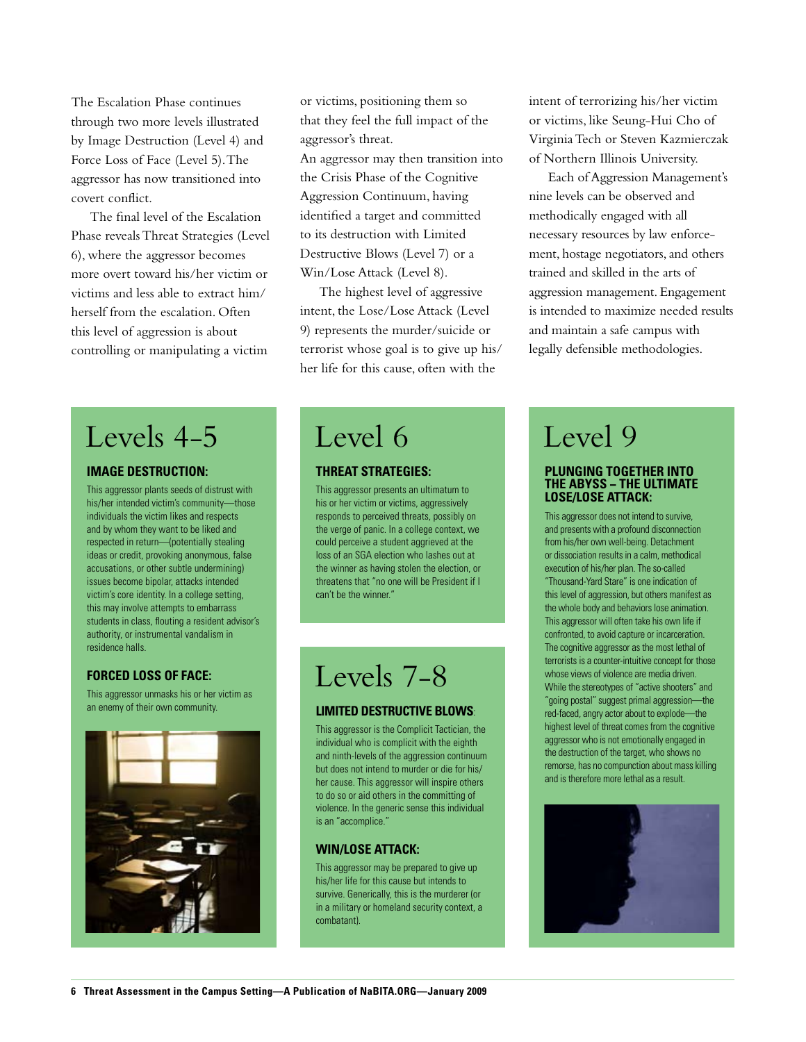The Escalation Phase continues through two more levels illustrated by Image Destruction (Level 4) and Force Loss of Face (Level 5). The aggressor has now transitioned into covert conflict.

The final level of the Escalation Phase reveals Threat Strategies (Level 6), where the aggressor becomes more overt toward his/her victim or victims and less able to extract him/herself from the escalation. Often this level of aggression is about controlling or manipulating a victim or victims, positioning them so that they feel the full impact of the aggressor's threat.

An aggressor may then transition into the Crisis Phase of the Cognitive Aggression Continuum, having identified a target and committed to its destruction with Limited Destructive Blows (Level 7) or a Win/Lose Attack (Level 8).

The highest level of aggressive intent, the Lose/Lose Attack (Level 9) represents the murder/suicide or terrorist whose goal is to give up his/her life for this cause, often with the intent of terrorizing his/her victim or victims, like Seung-Hui Cho of Virginia Tech or Steven Kazmierczak of Northern Illinois University.

Each of Aggression Management's nine levels can be observed and methodically engaged with all necessary resources by law enforcement, hostage negotiators, and others trained and skilled in the arts of aggression management. Engagement is intended to maximize needed results and maintain a safe campus with legally defensible methodologies.

# Levels 4-5

### IMAGE DESTRUCTION:

This aggressor plants seeds of distrust with his/her intended victim's community—those individuals the victim likes and respects and by whom they want to be liked and respected in return—(potentially stealing ideas or credit, provoking anonymous, false accusations, or other subtle undermining) issues become bipolar, attacks intended victim's core identity. In a college setting, this may involve attempts to embarrass students in class, flouting a resident advisor's authority, or instrumental vandalism in residence halls.

### FORCED LOSS OF FACE:

This aggressor unmasks his or her victim as an enemy of their own community.

# Level 6

### THREAT STRATEGIES:

This aggressor presents an ultimatum to his or her victim or victims, aggressively responds to perceived threats, possibly on the verge of panic. In a college context, we could perceive a student aggrieved at the loss of an SGA election who lashes out at the winner as having stolen the election, or threatens that "no one will be President if I can't be the winner."

# Levels 7-8

### LIMITED DESTRUCTIVE BLOWS:

This aggressor is the Complicit Tactician, the individual who is complicit with the eighth and ninth-levels of the aggression continuum but does not intend to murder or die for his/her cause. This aggressor will inspire others to do so or aid others in the committing of violence. In the generic sense this individual is an "accomplice."

### WIN/LOSE ATTACK:

This aggressor may be prepared to give up his/her life for this cause but intends to survive. Generically, this is the murderer (or in a military or homeland security context, a combatant).

# Level 9

### PLUNGING TOGETHER INTO THE ABYSS – THE ULTIMATE LOSE/LOSE ATTACK:

This aggressor does not intend to survive, and presents with a profound disconnection from his/her own well-being. Detachment or dissociation results in a calm, methodical execution of his/her plan. The so-called "Thousand-Yard Stare" is one indication of this level of aggression, but others manifest as the whole body and behaviors lose animation. This aggressor will often take his own life if confronted, to avoid capture or incarceration. The cognitive aggressor as the most lethal of terrorists is a counter-intuitive concept for those whose views of violence are media driven. While the stereotypes of "active shooters" and "going postal" suggest primal aggression—the red-faced, angry actor about to explode—the highest level of threat comes from the cognitive aggressor who is not emotionally engaged in the destruction of the target, who shows no remorse, has no compunction about mass killing and is therefore more lethal as a result.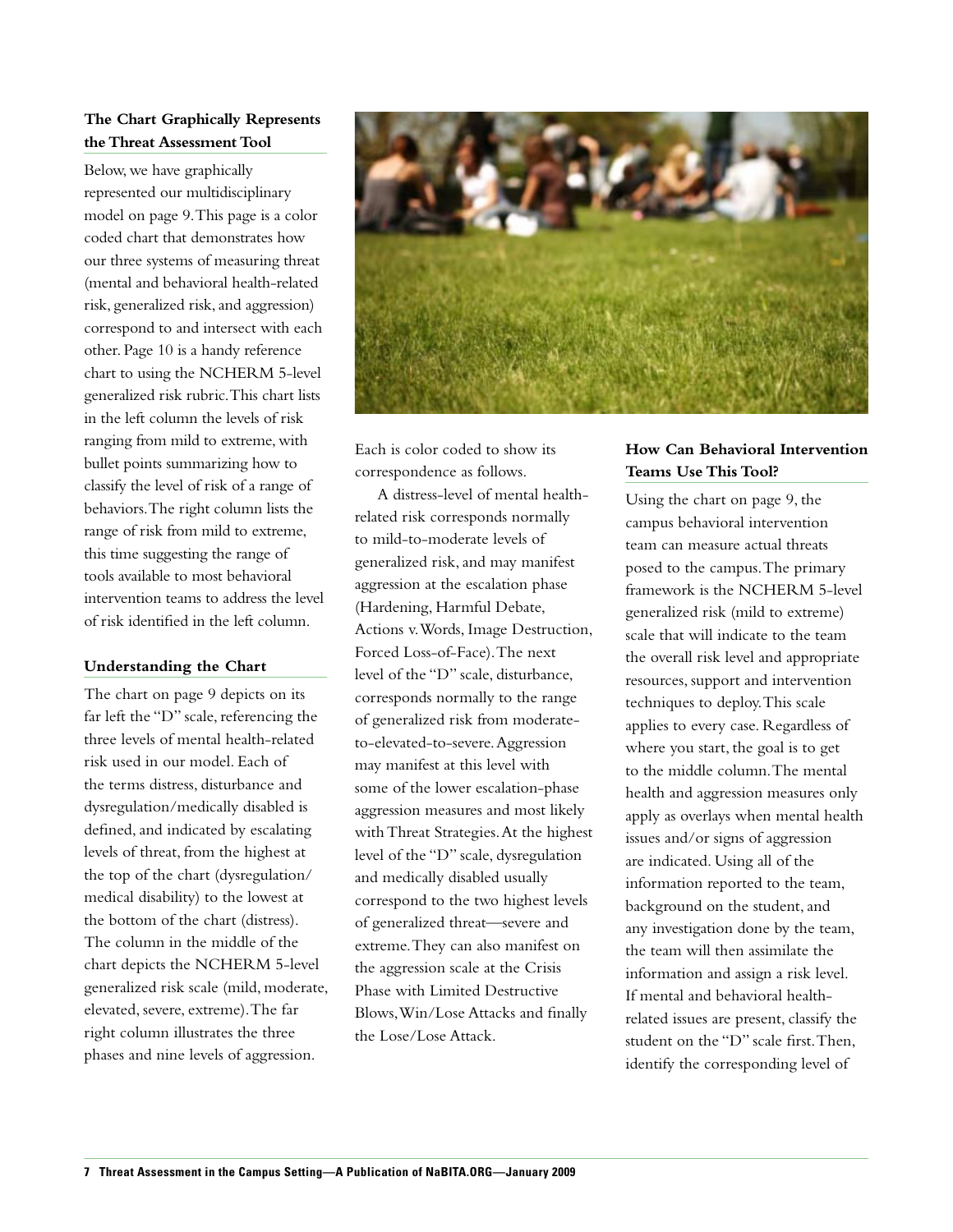### The Chart Graphically Represents the Threat Assessment Tool

Below, we have graphically represented our multidisciplinary model on page 9. This page is a color coded chart that demonstrates how our three systems of measuring threat (mental and behavioral health-related risk, generalized risk, and aggression) correspond to and intersect with each other. Page 10 is a handy reference chart to using the NCHERM 5-level generalized risk rubric. This chart lists in the left column the levels of risk ranging from mild to extreme, with bullet points summarizing how to classify the level of risk of a range of behaviors. The right column lists the range of risk from mild to extreme, this time suggesting the range of tools available to most behavioral intervention teams to address the level of risk identified in the left column.

### Understanding the Chart

The chart on page 9 depicts on its far left the "D" scale, referencing the three levels of mental health-related risk used in our model. Each of the terms distress, disturbance and dysregulation/medically disabled is defined, and indicated by escalating levels of threat, from the highest at the top of the chart (dysregulation/medical disability) to the lowest at the bottom of the chart (distress). The column in the middle of the chart depicts the NCHERM 5-level generalized risk scale (mild, moderate, elevated, severe, extreme). The far right column illustrates the three phases and nine levels of aggression. Each is color coded to show its correspondence as follows.

A distress-level of mental health-related risk corresponds normally to mild-to-moderate levels of generalized risk, and may manifest aggression at the escalation phase (Hardening, Harmful Debate, Actions v. Words, Image Destruction, Forced Loss-of-Face). The next level of the "D" scale, disturbance, corresponds normally to the range of generalized risk from moderate-to-elevated-to-severe. Aggression may manifest at this level with some of the lower escalation-phase aggression measures and most likely with Threat Strategies. At the highest level of the "D" scale, dysregulation and medically disabled usually correspond to the two highest levels of generalized threat—severe and extreme. They can also manifest on the aggression scale at the Crisis Phase with Limited Destructive Blows, Win/Lose Attacks and finally the Lose/Lose Attack.

### How Can Behavioral Intervention Teams Use This Tool?

Using the chart on page 9, the campus behavioral intervention team can measure actual threats posed to the campus. The primary framework is the NCHERM 5-level generalized risk (mild to extreme) scale that will indicate to the team the overall risk level and appropriate resources, support and intervention techniques to deploy. This scale applies to every case. Regardless of where you start, the goal is to get to the middle column. The mental health and aggression measures only apply as overlays when mental health issues and/or signs of aggression are indicated. Using all of the information reported to the team, background on the student, and any investigation done by the team, the team will then assimilate the information and assign a risk level. If mental and behavioral health-related issues are present, classify the student on the "D" scale first. Then, identify the corresponding level of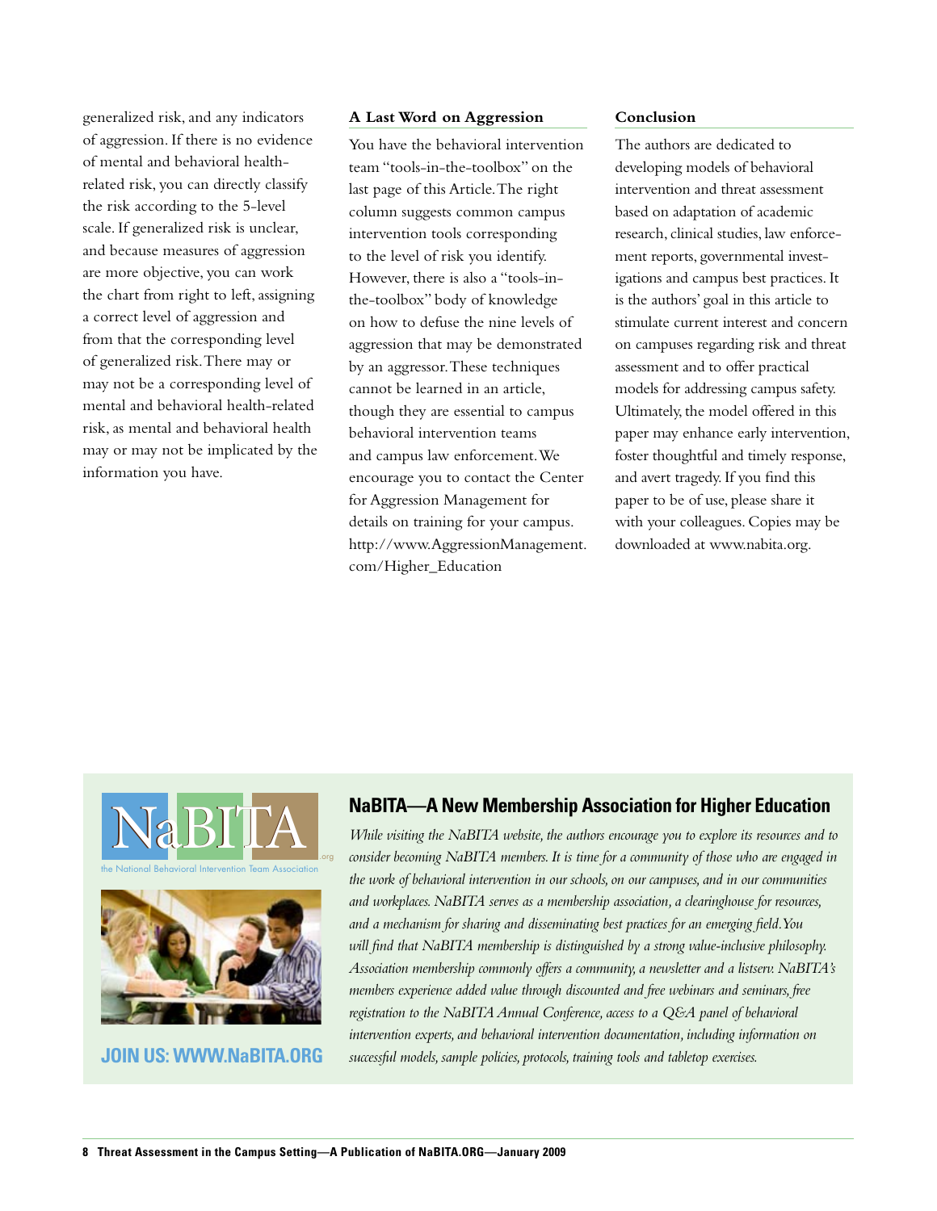generalized risk, and any indicators of aggression. If there is no evidence of mental and behavioral health-related risk, you can directly classify the risk according to the 5-level scale. If generalized risk is unclear, and because measures of aggression are more objective, you can work the chart from right to left, assigning a correct level of aggression and from that the corresponding level of generalized risk. There may or may not be a corresponding level of mental and behavioral health-related risk, as mental and behavioral health may or may not be implicated by the information you have.

### A Last Word on Aggression

You have the behavioral intervention team "tools-in-the-toolbox" on the last page of this Article. The right column suggests common campus intervention tools corresponding to the level of risk you identify. However, there is also a "tools-in-the-toolbox" body of knowledge on how to defuse the nine levels of aggression that may be demonstrated by an aggressor. These techniques cannot be learned in an article, though they are essential to campus behavioral intervention teams and campus law enforcement. We encourage you to contact the Center for Aggression Management for details on training for your campus. http://www.AggressionManagement.com/Higher_Education

### Conclusion

The authors are dedicated to developing models of behavioral intervention and threat assessment based on adaptation of academic research, clinical studies, law enforcement reports, governmental investigations and campus best practices. It is the authors' goal in this article to stimulate current interest and concern on campuses regarding risk and threat assessment and to offer practical models for addressing campus safety. Ultimately, the model offered in this paper may enhance early intervention, foster thoughtful and timely response, and avert tragedy. If you find this paper to be of use, please share it with your colleagues. Copies may be downloaded at www.nabita.org.

NaBITA.org

the National Behavioral Intervention Team Association

**JOIN US: WWW.NaBITA.ORG**

### NaBITA—A New Membership Association for Higher Education

*While visiting the NaBITA website, the authors encourage you to explore its resources and to consider becoming NaBITA members. It is time for a community of those who are engaged in the work of behavioral intervention in our schools, on our campuses, and in our communities and workplaces. NaBITA serves as a membership association, a clearinghouse for resources, and a mechanism for sharing and disseminating best practices for an emerging field. You will find that NaBITA membership is distinguished by a strong value-inclusive philosophy. Association membership commonly offers a community, a newsletter and a listserv. NaBITA's members experience added value through discounted and free webinars and seminars, free registration to the NaBITA Annual Conference, access to a Q&A panel of behavioral intervention experts, and behavioral intervention documentation, including information on successful models, sample policies, protocols, training tools and tabletop exercises.*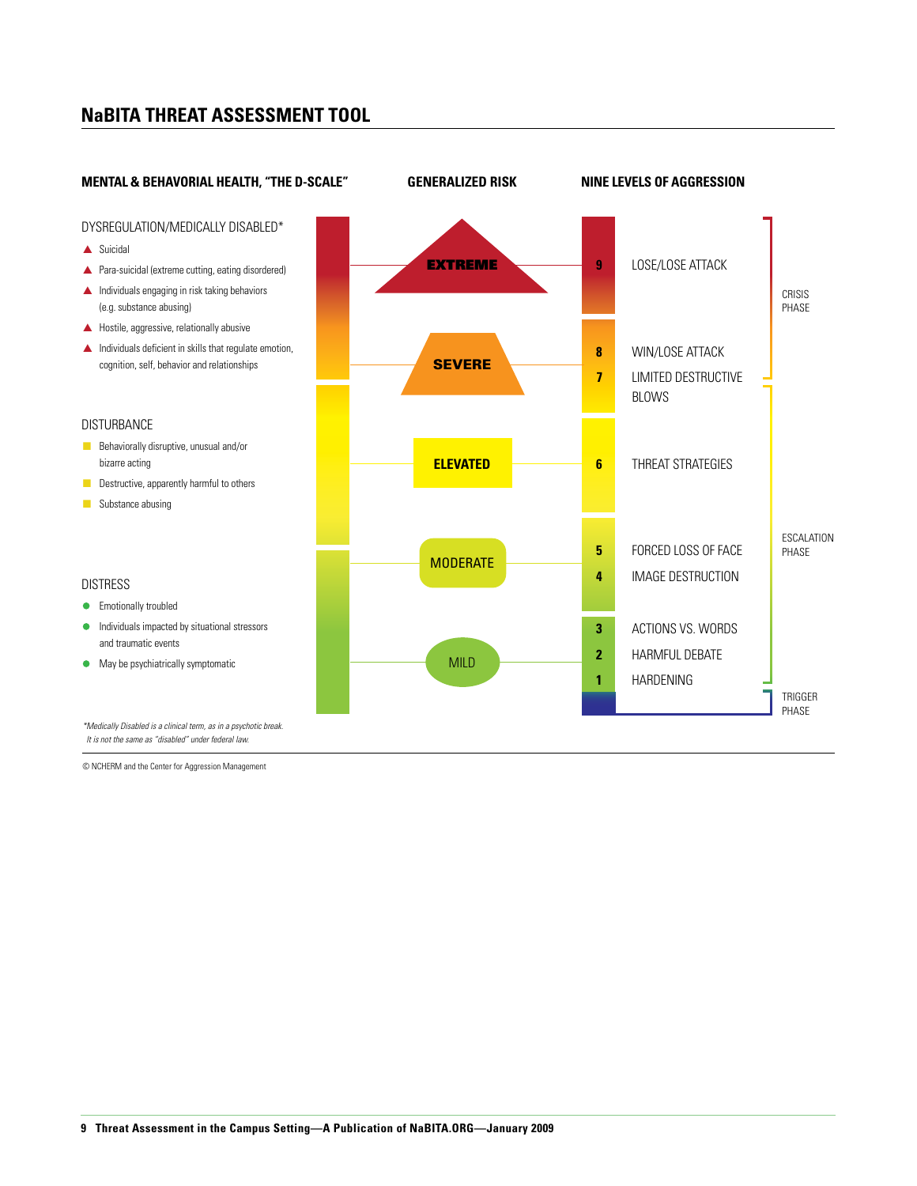## NaBITA THREAT ASSESSMENT TOOL

### MENTAL & BEHAVORIAL HEALTH, "THE D-SCALE"

**DYSREGULATION/MEDICALLY DISABLED***

- Suicidal
- Para-suicidal (extreme cutting, eating disordered)
- Individuals engaging in risk taking behaviors (e.g. substance abusing)
- Hostile, aggressive, relationally abusive
- Individuals deficient in skills that regulate emotion, cognition, self, behavior and relationships

**DISTURBANCE**

- Behaviorally disruptive, unusual and/or bizarre acting
- Destructive, apparently harmful to others
- Substance abusing

**DISTRESS**

- Emotionally troubled
- Individuals impacted by situational stressors and traumatic events
- May be psychiatrically symptomatic

*\*Medically Disabled is a clinical term, as in a psychotic break. It is not the same as "disabled" under federal law.*

### GENERALIZED RISK

- EXTREME
- SEVERE
- ELEVATED
- MODERATE
- MILD

### NINE LEVELS OF AGGRESSION

| Level | Description | Phase |
|---|---|---|
| 9 | LOSE/LOSE ATTACK | CRISIS PHASE |
| 8 | WIN/LOSE ATTACK | CRISIS PHASE |
| 7 | LIMITED DESTRUCTIVE BLOWS | ESCALATION PHASE |
| 6 | THREAT STRATEGIES | ESCALATION PHASE |
| 5 | FORCED LOSS OF FACE | ESCALATION PHASE |
| 4 | IMAGE DESTRUCTION | ESCALATION PHASE |
| 3 | ACTIONS VS. WORDS | ESCALATION PHASE |
| 2 | HARMFUL DEBATE | ESCALATION PHASE |
| 1 | HARDENING | ESCALATION PHASE |
| | | TRIGGER PHASE |

© NCHERM and the Center for Aggression Management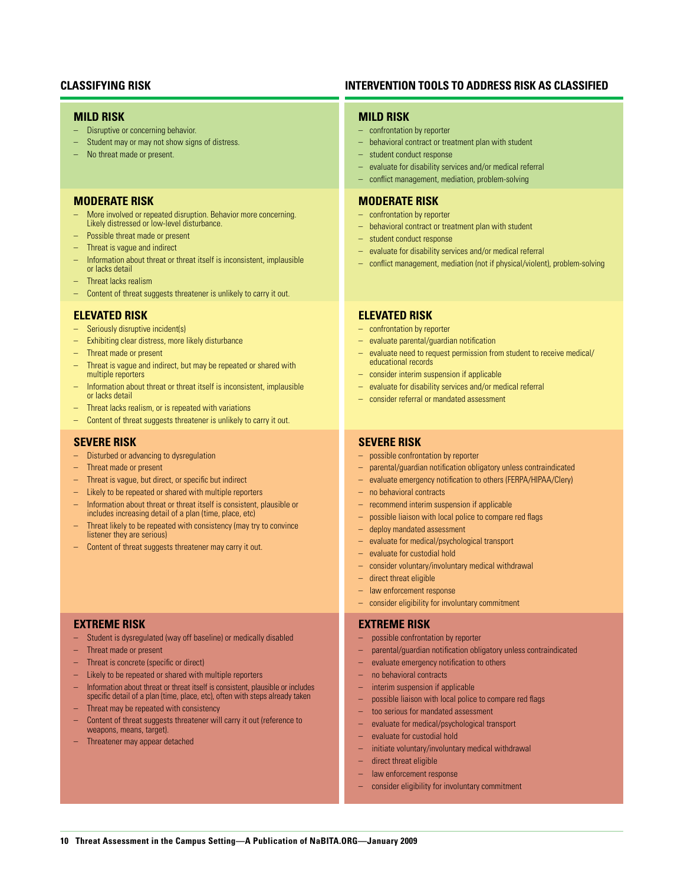## CLASSIFYING RISK

### MILD RISK

- Disruptive or concerning behavior.
- Student may or may not show signs of distress.
- No threat made or present.

### MODERATE RISK

- More involved or repeated disruption. Behavior more concerning. Likely distressed or low-level disturbance.
- Possible threat made or present
- Threat is vague and indirect
- Information about threat or threat itself is inconsistent, implausible or lacks detail
- Threat lacks realism
- Content of threat suggests threatener is unlikely to carry it out.

### ELEVATED RISK

- Seriously disruptive incident(s)
- Exhibiting clear distress, more likely disturbance
- Threat made or present
- Threat is vague and indirect, but may be repeated or shared with multiple reporters
- Information about threat or threat itself is inconsistent, implausible or lacks detail
- Threat lacks realism, or is repeated with variations
- Content of threat suggests threatener is unlikely to carry it out.

### SEVERE RISK

- Disturbed or advancing to dysregulation
- Threat made or present
- Threat is vague, but direct, or specific but indirect
- Likely to be repeated or shared with multiple reporters
- Information about threat or threat itself is consistent, plausible or includes increasing detail of a plan (time, place, etc)
- Threat likely to be repeated with consistency (may try to convince listener they are serious)
- Content of threat suggests threatener may carry it out.

### EXTREME RISK

- Student is dysregulated (way off baseline) or medically disabled
- Threat made or present
- Threat is concrete (specific or direct)
- Likely to be repeated or shared with multiple reporters
- Information about threat or threat itself is consistent, plausible or includes specific detail of a plan (time, place, etc), often with steps already taken
- Threat may be repeated with consistency
- Content of threat suggests threatener will carry it out (reference to weapons, means, target).
- Threatener may appear detached

## INTERVENTION TOOLS TO ADDRESS RISK AS CLASSIFIED

### MILD RISK

- confrontation by reporter
- behavioral contract or treatment plan with student
- student conduct response
- evaluate for disability services and/or medical referral
- conflict management, mediation, problem-solving

### MODERATE RISK

- confrontation by reporter
- behavioral contract or treatment plan with student
- student conduct response
- evaluate for disability services and/or medical referral
- conflict management, mediation (not if physical/violent), problem-solving

### ELEVATED RISK

- confrontation by reporter
- evaluate parental/guardian notification
- evaluate need to request permission from student to receive medical/educational records
- consider interim suspension if applicable
- evaluate for disability services and/or medical referral
- consider referral or mandated assessment

### SEVERE RISK

- possible confrontation by reporter
- parental/guardian notification obligatory unless contraindicated
- evaluate emergency notification to others (FERPA/HIPAA/Clery)
- no behavioral contracts
- recommend interim suspension if applicable
- possible liaison with local police to compare red flags
- deploy mandated assessment
- evaluate for medical/psychological transport
- evaluate for custodial hold
- consider voluntary/involuntary medical withdrawal
- direct threat eligible
- law enforcement response
- consider eligibility for involuntary commitment

### EXTREME RISK

- possible confrontation by reporter
- parental/guardian notification obligatory unless contraindicated
- evaluate emergency notification to others
- no behavioral contracts
- interim suspension if applicable
- possible liaison with local police to compare red flags
- too serious for mandated assessment
- evaluate for medical/psychological transport
- evaluate for custodial hold
- initiate voluntary/involuntary medical withdrawal
- direct threat eligible
- law enforcement response
- consider eligibility for involuntary commitment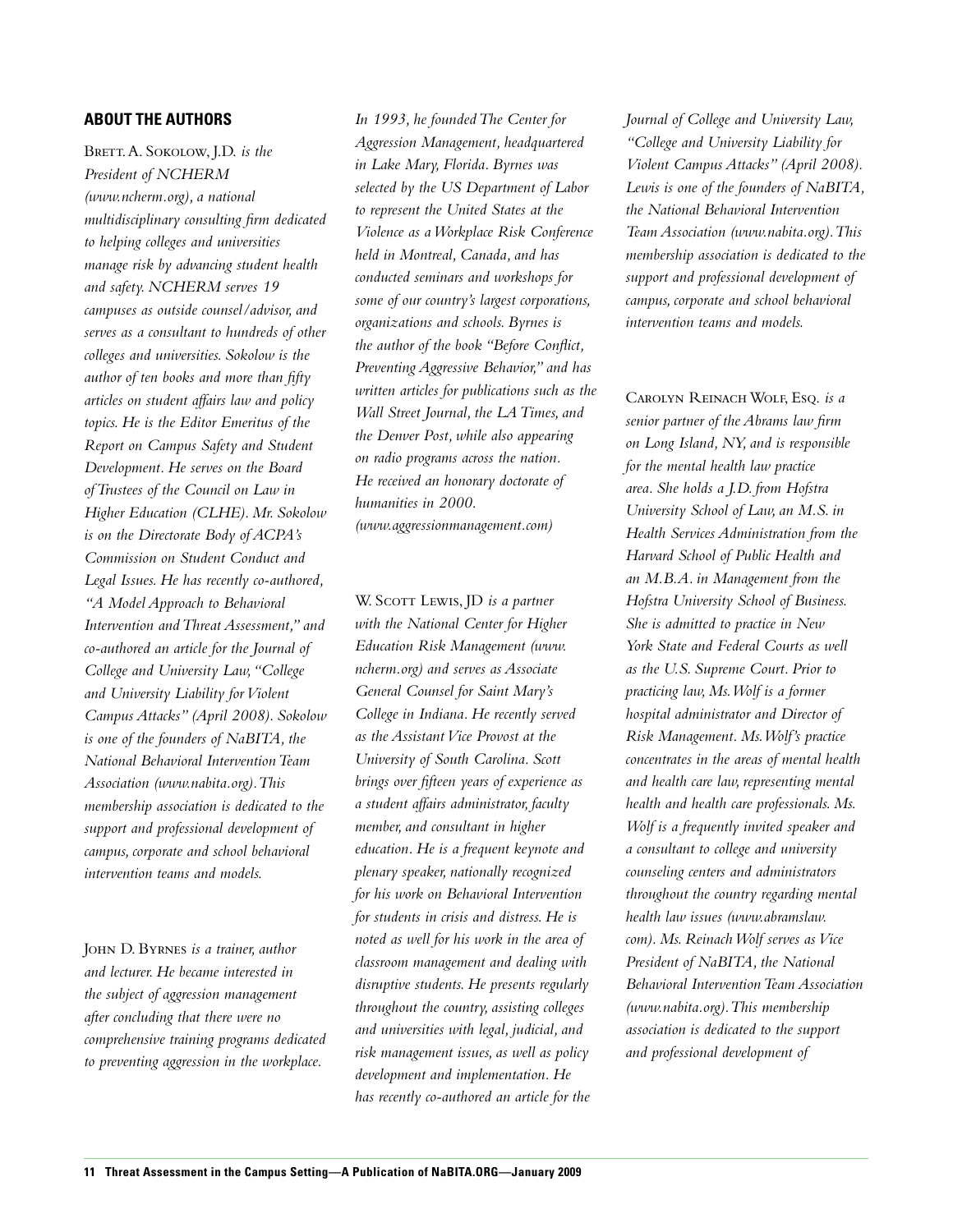## ABOUT THE AUTHORS

Brett A. Sokolow, J.D. *is the President of NCHERM (www.ncherm.org), a national multidisciplinary consulting firm dedicated to helping colleges and universities manage risk by advancing student health and safety. NCHERM serves 19 campuses as outside counsel/advisor, and serves as a consultant to hundreds of other colleges and universities. Sokolow is the author of ten books and more than fifty articles on student affairs law and policy topics. He is the Editor Emeritus of the Report on Campus Safety and Student Development. He serves on the Board of Trustees of the Council on Law in Higher Education (CLHE). Mr. Sokolow is on the Directorate Body of ACPA's Commission on Student Conduct and Legal Issues. He has recently co-authored, "A Model Approach to Behavioral Intervention and Threat Assessment," and co-authored an article for the Journal of College and University Law, "College and University Liability for Violent Campus Attacks" (April 2008). Sokolow is one of the founders of NaBITA, the National Behavioral Intervention Team Association (www.nabita.org). This membership association is dedicated to the support and professional development of campus, corporate and school behavioral intervention teams and models.*

John D. Byrnes *is a trainer, author and lecturer. He became interested in the subject of aggression management after concluding that there were no comprehensive training programs dedicated to preventing aggression in the workplace. In 1993, he founded The Center for Aggression Management, headquartered in Lake Mary, Florida. Byrnes was selected by the US Department of Labor to represent the United States at the Violence as a Workplace Risk Conference held in Montreal, Canada, and has conducted seminars and workshops for some of our country's largest corporations, organizations and schools. Byrnes is the author of the book "Before Conflict, Preventing Aggressive Behavior," and has written articles for publications such as the Wall Street Journal, the LA Times, and the Denver Post, while also appearing on radio programs across the nation. He received an honorary doctorate of humanities in 2000. (www.aggressionmanagement.com)*

W. Scott Lewis, JD *is a partner with the National Center for Higher Education Risk Management (www.ncherm.org) and serves as Associate General Counsel for Saint Mary's College in Indiana. He recently served as the Assistant Vice Provost at the University of South Carolina. Scott brings over fifteen years of experience as a student affairs administrator, faculty member, and consultant in higher education. He is a frequent keynote and plenary speaker, nationally recognized for his work on Behavioral Intervention for students in crisis and distress. He is noted as well for his work in the area of classroom management and dealing with disruptive students. He presents regularly throughout the country, assisting colleges and universities with legal, judicial, and risk management issues, as well as policy development and implementation. He has recently co-authored an article for the Journal of College and University Law, "College and University Liability for Violent Campus Attacks" (April 2008). Lewis is one of the founders of NaBITA, the National Behavioral Intervention Team Association (www.nabita.org). This membership association is dedicated to the support and professional development of campus, corporate and school behavioral intervention teams and models.*

Carolyn Reinach Wolf, Esq. *is a senior partner of the Abrams law firm on Long Island, NY, and is responsible for the mental health law practice area. She holds a J.D. from Hofstra University School of Law, an M.S. in Health Services Administration from the Harvard School of Public Health and an M.B.A. in Management from the Hofstra University School of Business. She is admitted to practice in New York State and Federal Courts as well as the U.S. Supreme Court. Prior to practicing law, Ms. Wolf is a former hospital administrator and Director of Risk Management. Ms. Wolf's practice concentrates in the areas of mental health and health care law, representing mental health and health care professionals. Ms. Wolf is a frequently invited speaker and a consultant to college and university counseling centers and administrators throughout the country regarding mental health law issues (www.abramslaw.com). Ms. Reinach Wolf serves as Vice President of NaBITA, the National Behavioral Intervention Team Association (www.nabita.org). This membership association is dedicated to the support and professional development of*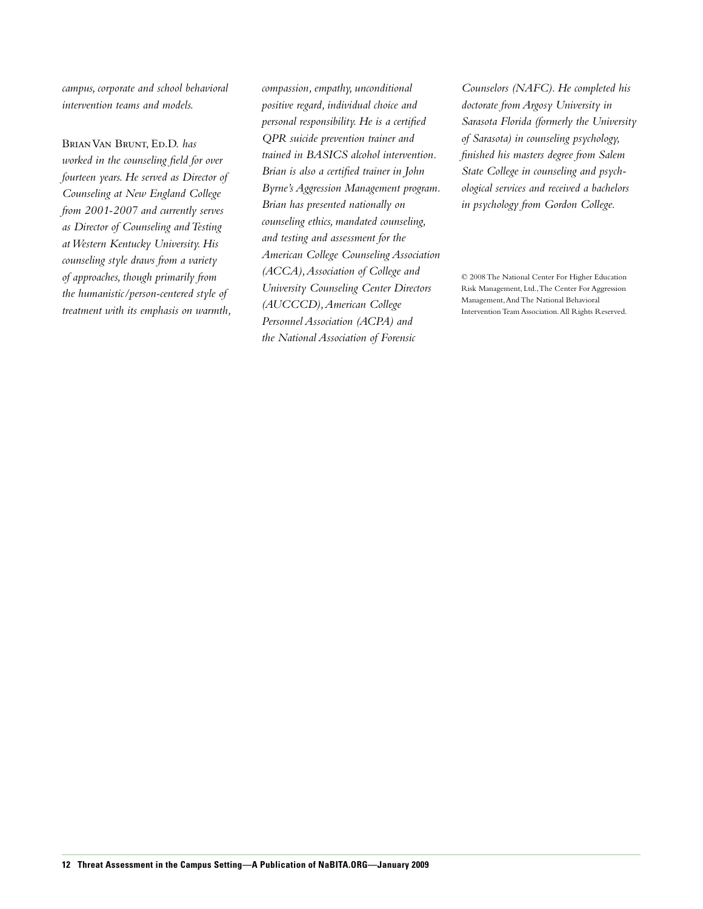*campus, corporate and school behavioral intervention teams and models.*

Brian Van Brunt, Ed.D. *has worked in the counseling field for over fourteen years. He served as Director of Counseling at New England College from 2001-2007 and currently serves as Director of Counseling and Testing at Western Kentucky University. His counseling style draws from a variety of approaches, though primarily from the humanistic/person-centered style of treatment with its emphasis on warmth, compassion, empathy, unconditional positive regard, individual choice and personal responsibility. He is a certified QPR suicide prevention trainer and trained in BASICS alcohol intervention. Brian is also a certified trainer in John Byrne's Aggression Management program. Brian has presented nationally on counseling ethics, mandated counseling, and testing and assessment for the American College Counseling Association (ACCA), Association of College and University Counseling Center Directors (AUCCCD), American College Personnel Association (ACPA) and the National Association of Forensic Counselors (NAFC). He completed his doctorate from Argosy University in Sarasota Florida (formerly the University of Sarasota) in counseling psychology, finished his masters degree from Salem State College in counseling and psychological services and received a bachelors in psychology from Gordon College.*

© 2008 The National Center For Higher Education Risk Management, Ltd., The Center For Aggression Management, And The National Behavioral Intervention Team Association. All Rights Reserved.